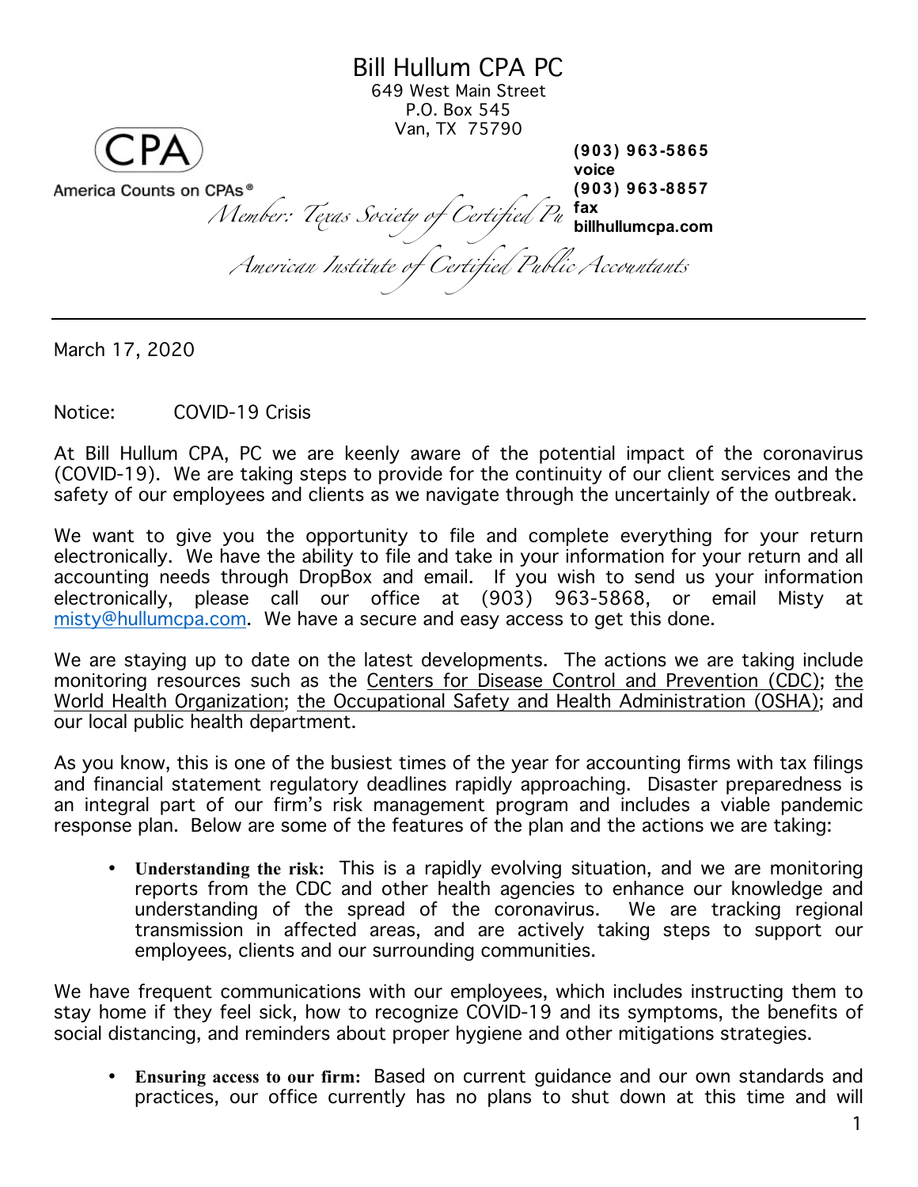# Bill Hullum CPA PC

649 West Main Street
P.O. Box 545
Van, TX 75790

CPA
America Counts on CPAs®

**(903) 963-5865 voice**
**(903) 963-8857 fax**
**billhullumcpa.com**

*Member: Texas Society of Certified Pu*
*American Institute of Certified Public Accountants*

---

March 17, 2020

Notice: COVID-19 Crisis

At Bill Hullum CPA, PC we are keenly aware of the potential impact of the coronavirus (COVID-19). We are taking steps to provide for the continuity of our client services and the safety of our employees and clients as we navigate through the uncertainly of the outbreak.

We want to give you the opportunity to file and complete everything for your return electronically. We have the ability to file and take in your information for your return and all accounting needs through DropBox and email. If you wish to send us your information electronically, please call our office at (903) 963-5868, or email Misty at misty@hullumcpa.com. We have a secure and easy access to get this done.

We are staying up to date on the latest developments. The actions we are taking include monitoring resources such as the Centers for Disease Control and Prevention (CDC); the World Health Organization; the Occupational Safety and Health Administration (OSHA); and our local public health department.

As you know, this is one of the busiest times of the year for accounting firms with tax filings and financial statement regulatory deadlines rapidly approaching. Disaster preparedness is an integral part of our firm's risk management program and includes a viable pandemic response plan. Below are some of the features of the plan and the actions we are taking:

- **Understanding the risk:** This is a rapidly evolving situation, and we are monitoring reports from the CDC and other health agencies to enhance our knowledge and understanding of the spread of the coronavirus. We are tracking regional transmission in affected areas, and are actively taking steps to support our employees, clients and our surrounding communities.

We have frequent communications with our employees, which includes instructing them to stay home if they feel sick, how to recognize COVID-19 and its symptoms, the benefits of social distancing, and reminders about proper hygiene and other mitigations strategies.

- **Ensuring access to our firm:** Based on current guidance and our own standards and practices, our office currently has no plans to shut down at this time and will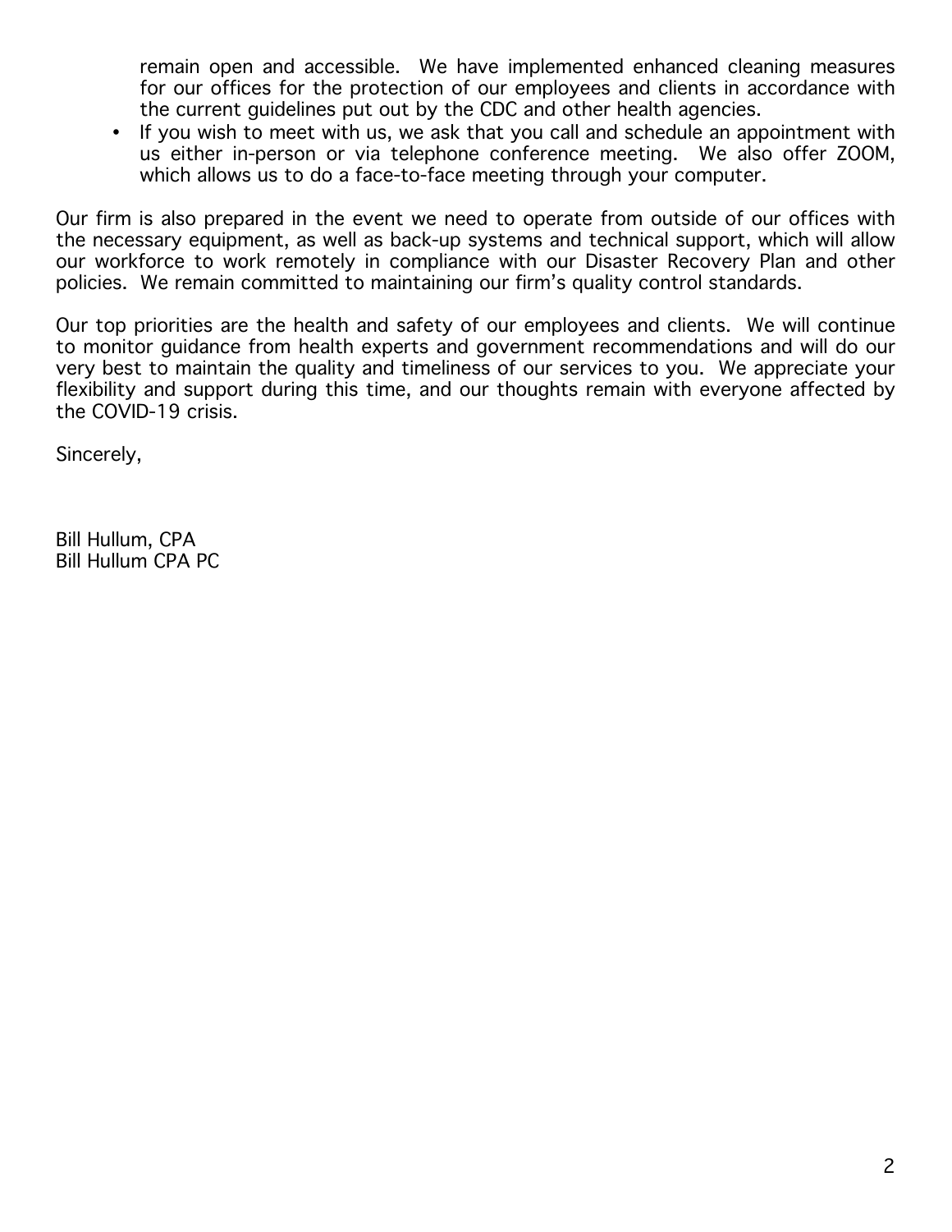remain open and accessible. We have implemented enhanced cleaning measures for our offices for the protection of our employees and clients in accordance with the current guidelines put out by the CDC and other health agencies.

- If you wish to meet with us, we ask that you call and schedule an appointment with us either in-person or via telephone conference meeting. We also offer ZOOM, which allows us to do a face-to-face meeting through your computer.

Our firm is also prepared in the event we need to operate from outside of our offices with the necessary equipment, as well as back-up systems and technical support, which will allow our workforce to work remotely in compliance with our Disaster Recovery Plan and other policies. We remain committed to maintaining our firm's quality control standards.

Our top priorities are the health and safety of our employees and clients. We will continue to monitor guidance from health experts and government recommendations and will do our very best to maintain the quality and timeliness of our services to you. We appreciate your flexibility and support during this time, and our thoughts remain with everyone affected by the COVID-19 crisis.

Sincerely,

Bill Hullum, CPA
Bill Hullum CPA PC